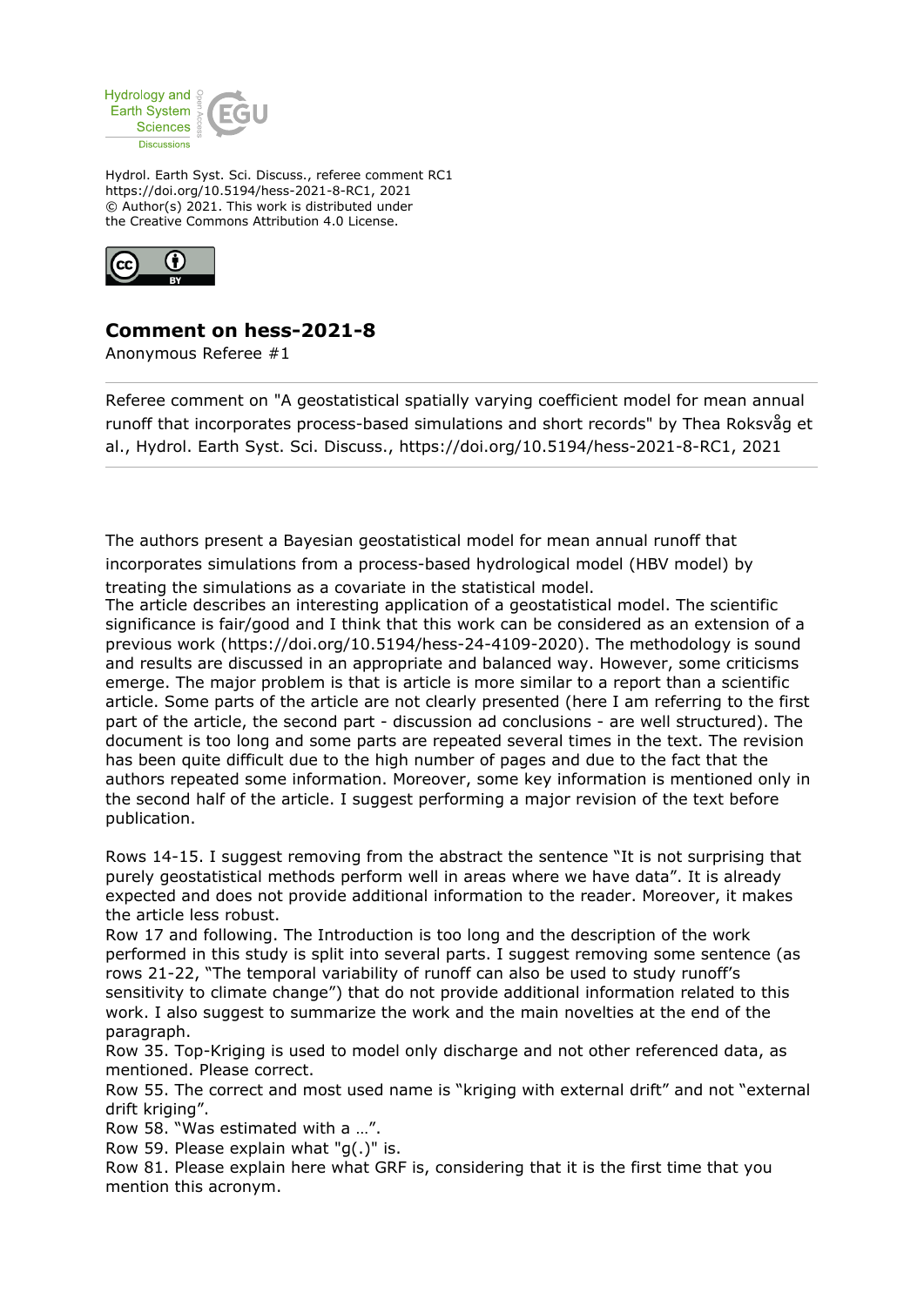Hydrol. Earth Syst. Sci. Discuss., referee comment RC1
https://doi.org/10.5194/hess-2021-8-RC1, 2021
© Author(s) 2021. This work is distributed under
the Creative Commons Attribution 4.0 License.

# Comment on hess-2021-8

Anonymous Referee #1

Referee comment on "A geostatistical spatially varying coefficient model for mean annual runoff that incorporates process-based simulations and short records" by Thea Roksvåg et al., Hydrol. Earth Syst. Sci. Discuss., https://doi.org/10.5194/hess-2021-8-RC1, 2021

---

The authors present a Bayesian geostatistical model for mean annual runoff that incorporates simulations from a process-based hydrological model (HBV model) by treating the simulations as a covariate in the statistical model.
The article describes an interesting application of a geostatistical model. The scientific significance is fair/good and I think that this work can be considered as an extension of a previous work (https://doi.org/10.5194/hess-24-4109-2020). The methodology is sound and results are discussed in an appropriate and balanced way. However, some criticisms emerge. The major problem is that is article is more similar to a report than a scientific article. Some parts of the article are not clearly presented (here I am referring to the first part of the article, the second part - discussion ad conclusions - are well structured). The document is too long and some parts are repeated several times in the text. The revision has been quite difficult due to the high number of pages and due to the fact that the authors repeated some information. Moreover, some key information is mentioned only in the second half of the article. I suggest performing a major revision of the text before publication.

Rows 14-15. I suggest removing from the abstract the sentence "It is not surprising that purely geostatistical methods perform well in areas where we have data". It is already expected and does not provide additional information to the reader. Moreover, it makes the article less robust.
Row 17 and following. The Introduction is too long and the description of the work performed in this study is split into several parts. I suggest removing some sentence (as rows 21-22, "The temporal variability of runoff can also be used to study runoff's sensitivity to climate change") that do not provide additional information related to this work. I also suggest to summarize the work and the main novelties at the end of the paragraph.
Row 35. Top-Kriging is used to model only discharge and not other referenced data, as mentioned. Please correct.
Row 55. The correct and most used name is "kriging with external drift" and not "external drift kriging".
Row 58. "Was estimated with a …".
Row 59. Please explain what "g(.)" is.
Row 81. Please explain here what GRF is, considering that it is the first time that you mention this acronym.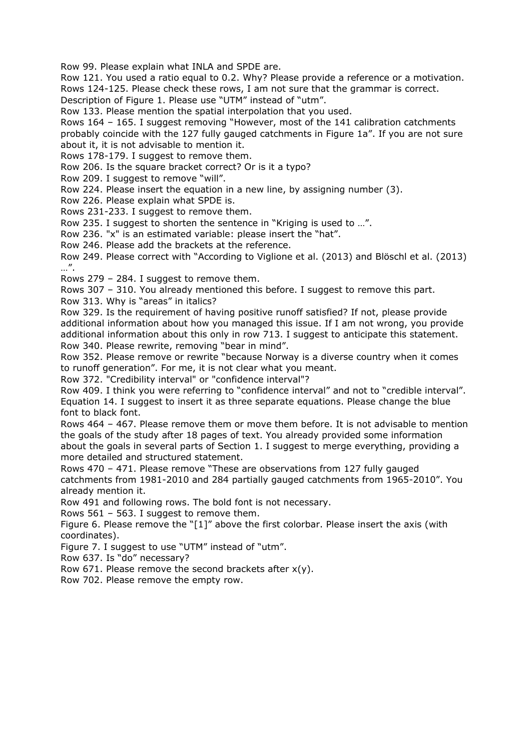Row 99. Please explain what INLA and SPDE are.

Row 121. You used a ratio equal to 0.2. Why? Please provide a reference or a motivation.

Rows 124-125. Please check these rows, I am not sure that the grammar is correct.

Description of Figure 1. Please use "UTM" instead of "utm".

Row 133. Please mention the spatial interpolation that you used.

Rows 164 – 165. I suggest removing "However, most of the 141 calibration catchments probably coincide with the 127 fully gauged catchments in Figure 1a". If you are not sure about it, it is not advisable to mention it.

Rows 178-179. I suggest to remove them.

Row 206. Is the square bracket correct? Or is it a typo?

Row 209. I suggest to remove "will".

Row 224. Please insert the equation in a new line, by assigning number (3).

Row 226. Please explain what SPDE is.

Rows 231-233. I suggest to remove them.

Row 235. I suggest to shorten the sentence in "Kriging is used to …".

Row 236. "x" is an estimated variable: please insert the "hat".

Row 246. Please add the brackets at the reference.

Row 249. Please correct with "According to Viglione et al. (2013) and Blöschl et al. (2013) …".

Rows 279 – 284. I suggest to remove them.

Rows 307 – 310. You already mentioned this before. I suggest to remove this part.

Row 313. Why is "areas" in italics?

Row 329. Is the requirement of having positive runoff satisfied? If not, please provide additional information about how you managed this issue. If I am not wrong, you provide additional information about this only in row 713. I suggest to anticipate this statement.

Row 340. Please rewrite, removing "bear in mind".

Row 352. Please remove or rewrite "because Norway is a diverse country when it comes to runoff generation". For me, it is not clear what you meant.

Row 372. "Credibility interval" or "confidence interval"?

Row 409. I think you were referring to "confidence interval" and not to "credible interval".

Equation 14. I suggest to insert it as three separate equations. Please change the blue font to black font.

Rows 464 – 467. Please remove them or move them before. It is not advisable to mention the goals of the study after 18 pages of text. You already provided some information about the goals in several parts of Section 1. I suggest to merge everything, providing a more detailed and structured statement.

Rows 470 – 471. Please remove "These are observations from 127 fully gauged catchments from 1981-2010 and 284 partially gauged catchments from 1965-2010". You already mention it.

Row 491 and following rows. The bold font is not necessary.

Rows 561 – 563. I suggest to remove them.

Figure 6. Please remove the "[1]" above the first colorbar. Please insert the axis (with coordinates).

Figure 7. I suggest to use "UTM" instead of "utm".

Row 637. Is "do" necessary?

Row 671. Please remove the second brackets after x(y).

Row 702. Please remove the empty row.